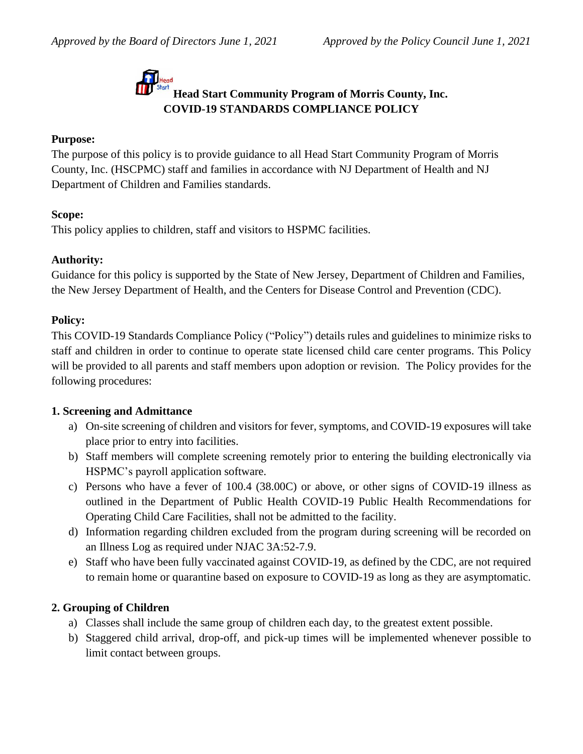*Approved by the Board of Directors June 1, 2021* *Approved by the Policy Council June 1, 2021*

# Head Start Community Program of Morris County, Inc.
## COVID-19 STANDARDS COMPLIANCE POLICY

**Purpose:**
The purpose of this policy is to provide guidance to all Head Start Community Program of Morris County, Inc. (HSCPMC) staff and families in accordance with NJ Department of Health and NJ Department of Children and Families standards.

**Scope:**
This policy applies to children, staff and visitors to HSPMC facilities.

**Authority:**
Guidance for this policy is supported by the State of New Jersey, Department of Children and Families, the New Jersey Department of Health, and the Centers for Disease Control and Prevention (CDC).

**Policy:**
This COVID-19 Standards Compliance Policy ("Policy") details rules and guidelines to minimize risks to staff and children in order to continue to operate state licensed child care center programs. This Policy will be provided to all parents and staff members upon adoption or revision. The Policy provides for the following procedures:

**1. Screening and Admittance**

a) On-site screening of children and visitors for fever, symptoms, and COVID-19 exposures will take place prior to entry into facilities.
b) Staff members will complete screening remotely prior to entering the building electronically via HSPMC's payroll application software.
c) Persons who have a fever of 100.4 (38.00C) or above, or other signs of COVID-19 illness as outlined in the Department of Public Health COVID-19 Public Health Recommendations for Operating Child Care Facilities, shall not be admitted to the facility.
d) Information regarding children excluded from the program during screening will be recorded on an Illness Log as required under NJAC 3A:52-7.9.
e) Staff who have been fully vaccinated against COVID-19, as defined by the CDC, are not required to remain home or quarantine based on exposure to COVID-19 as long as they are asymptomatic.

**2. Grouping of Children**

a) Classes shall include the same group of children each day, to the greatest extent possible.
b) Staggered child arrival, drop-off, and pick-up times will be implemented whenever possible to limit contact between groups.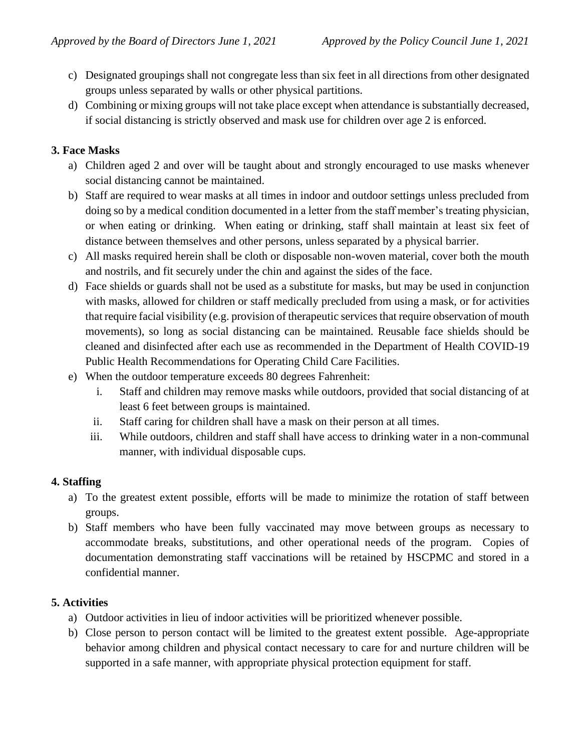c) Designated groupings shall not congregate less than six feet in all directions from other designated groups unless separated by walls or other physical partitions.
d) Combining or mixing groups will not take place except when attendance is substantially decreased, if social distancing is strictly observed and mask use for children over age 2 is enforced.

**3. Face Masks**

a) Children aged 2 and over will be taught about and strongly encouraged to use masks whenever social distancing cannot be maintained.
b) Staff are required to wear masks at all times in indoor and outdoor settings unless precluded from doing so by a medical condition documented in a letter from the staff member's treating physician, or when eating or drinking. When eating or drinking, staff shall maintain at least six feet of distance between themselves and other persons, unless separated by a physical barrier.
c) All masks required herein shall be cloth or disposable non-woven material, cover both the mouth and nostrils, and fit securely under the chin and against the sides of the face.
d) Face shields or guards shall not be used as a substitute for masks, but may be used in conjunction with masks, allowed for children or staff medically precluded from using a mask, or for activities that require facial visibility (e.g. provision of therapeutic services that require observation of mouth movements), so long as social distancing can be maintained. Reusable face shields should be cleaned and disinfected after each use as recommended in the Department of Health COVID-19 Public Health Recommendations for Operating Child Care Facilities.
e) When the outdoor temperature exceeds 80 degrees Fahrenheit:
    i. Staff and children may remove masks while outdoors, provided that social distancing of at least 6 feet between groups is maintained.
    ii. Staff caring for children shall have a mask on their person at all times.
    iii. While outdoors, children and staff shall have access to drinking water in a non-communal manner, with individual disposable cups.

**4. Staffing**

a) To the greatest extent possible, efforts will be made to minimize the rotation of staff between groups.
b) Staff members who have been fully vaccinated may move between groups as necessary to accommodate breaks, substitutions, and other operational needs of the program. Copies of documentation demonstrating staff vaccinations will be retained by HSCPMC and stored in a confidential manner.

**5. Activities**

a) Outdoor activities in lieu of indoor activities will be prioritized whenever possible.
b) Close person to person contact will be limited to the greatest extent possible. Age-appropriate behavior among children and physical contact necessary to care for and nurture children will be supported in a safe manner, with appropriate physical protection equipment for staff.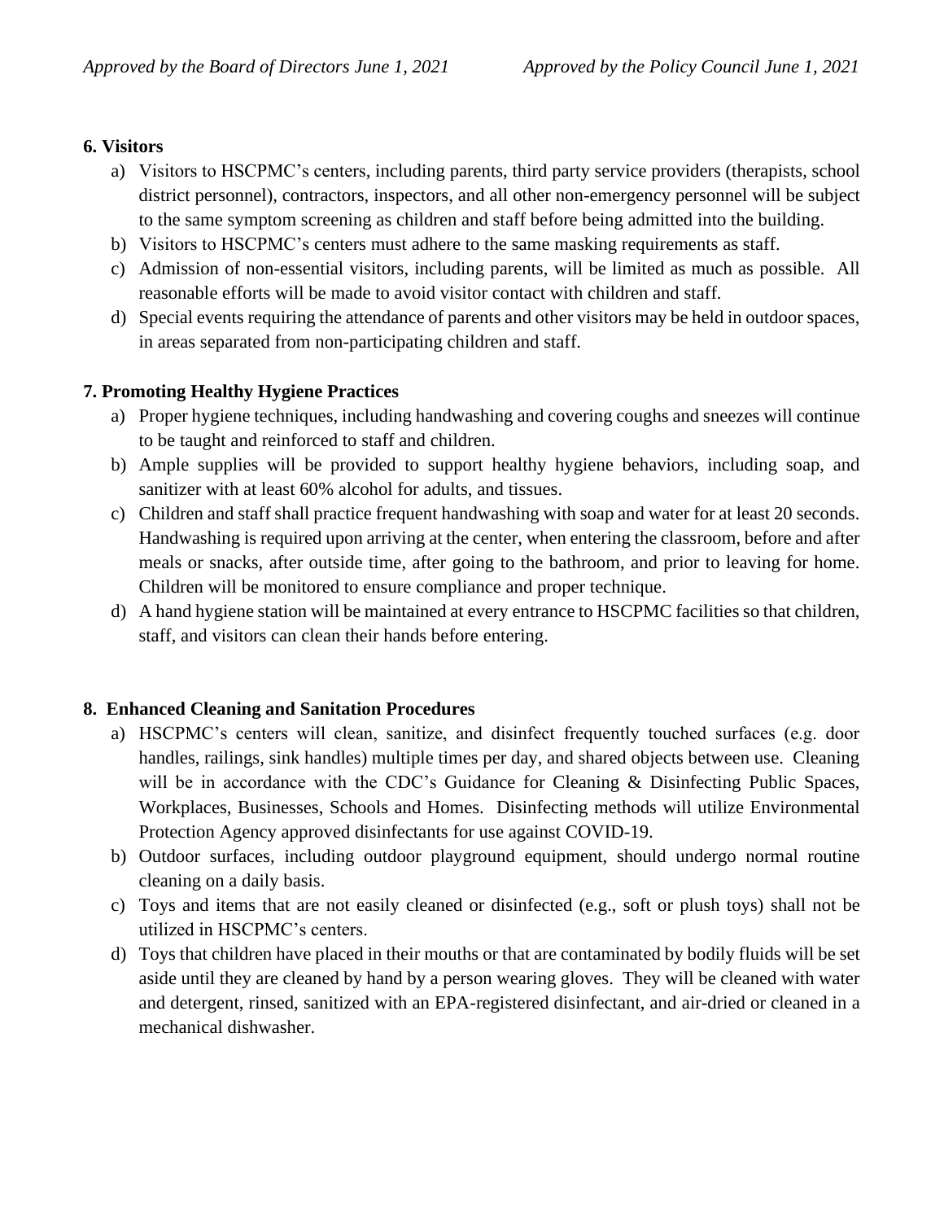**6. Visitors**

a) Visitors to HSCPMC's centers, including parents, third party service providers (therapists, school district personnel), contractors, inspectors, and all other non-emergency personnel will be subject to the same symptom screening as children and staff before being admitted into the building.

b) Visitors to HSCPMC's centers must adhere to the same masking requirements as staff.

c) Admission of non-essential visitors, including parents, will be limited as much as possible. All reasonable efforts will be made to avoid visitor contact with children and staff.

d) Special events requiring the attendance of parents and other visitors may be held in outdoor spaces, in areas separated from non-participating children and staff.

**7. Promoting Healthy Hygiene Practices**

a) Proper hygiene techniques, including handwashing and covering coughs and sneezes will continue to be taught and reinforced to staff and children.

b) Ample supplies will be provided to support healthy hygiene behaviors, including soap, and sanitizer with at least 60% alcohol for adults, and tissues.

c) Children and staff shall practice frequent handwashing with soap and water for at least 20 seconds. Handwashing is required upon arriving at the center, when entering the classroom, before and after meals or snacks, after outside time, after going to the bathroom, and prior to leaving for home. Children will be monitored to ensure compliance and proper technique.

d) A hand hygiene station will be maintained at every entrance to HSCPMC facilities so that children, staff, and visitors can clean their hands before entering.

**8. Enhanced Cleaning and Sanitation Procedures**

a) HSCPMC's centers will clean, sanitize, and disinfect frequently touched surfaces (e.g. door handles, railings, sink handles) multiple times per day, and shared objects between use. Cleaning will be in accordance with the CDC's Guidance for Cleaning & Disinfecting Public Spaces, Workplaces, Businesses, Schools and Homes. Disinfecting methods will utilize Environmental Protection Agency approved disinfectants for use against COVID-19.

b) Outdoor surfaces, including outdoor playground equipment, should undergo normal routine cleaning on a daily basis.

c) Toys and items that are not easily cleaned or disinfected (e.g., soft or plush toys) shall not be utilized in HSCPMC's centers.

d) Toys that children have placed in their mouths or that are contaminated by bodily fluids will be set aside until they are cleaned by hand by a person wearing gloves. They will be cleaned with water and detergent, rinsed, sanitized with an EPA-registered disinfectant, and air-dried or cleaned in a mechanical dishwasher.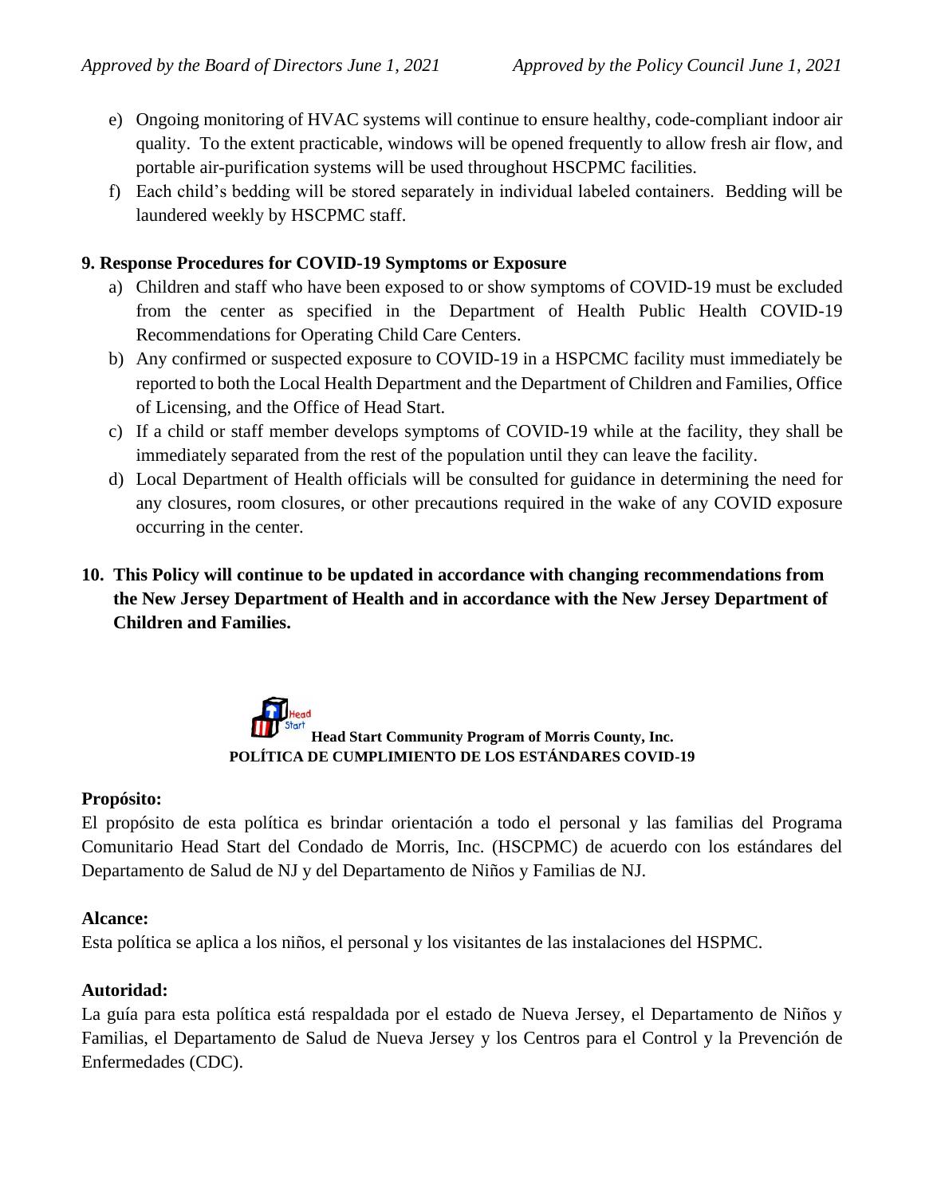- e) Ongoing monitoring of HVAC systems will continue to ensure healthy, code-compliant indoor air quality. To the extent practicable, windows will be opened frequently to allow fresh air flow, and portable air-purification systems will be used throughout HSCPMC facilities.
- f) Each child's bedding will be stored separately in individual labeled containers. Bedding will be laundered weekly by HSCPMC staff.

**9. Response Procedures for COVID-19 Symptoms or Exposure**

- a) Children and staff who have been exposed to or show symptoms of COVID-19 must be excluded from the center as specified in the Department of Health Public Health COVID-19 Recommendations for Operating Child Care Centers.
- b) Any confirmed or suspected exposure to COVID-19 in a HSPCMC facility must immediately be reported to both the Local Health Department and the Department of Children and Families, Office of Licensing, and the Office of Head Start.
- c) If a child or staff member develops symptoms of COVID-19 while at the facility, they shall be immediately separated from the rest of the population until they can leave the facility.
- d) Local Department of Health officials will be consulted for guidance in determining the need for any closures, room closures, or other precautions required in the wake of any COVID exposure occurring in the center.

**10. This Policy will continue to be updated in accordance with changing recommendations from the New Jersey Department of Health and in accordance with the New Jersey Department of Children and Families.**

**Head Start Community Program of Morris County, Inc.**
**POLÍTICA DE CUMPLIMIENTO DE LOS ESTÁNDARES COVID-19**

**Propósito:**
El propósito de esta política es brindar orientación a todo el personal y las familias del Programa Comunitario Head Start del Condado de Morris, Inc. (HSCPMC) de acuerdo con los estándares del Departamento de Salud de NJ y del Departamento de Niños y Familias de NJ.

**Alcance:**
Esta política se aplica a los niños, el personal y los visitantes de las instalaciones del HSPMC.

**Autoridad:**
La guía para esta política está respaldada por el estado de Nueva Jersey, el Departamento de Niños y Familias, el Departamento de Salud de Nueva Jersey y los Centros para el Control y la Prevención de Enfermedades (CDC).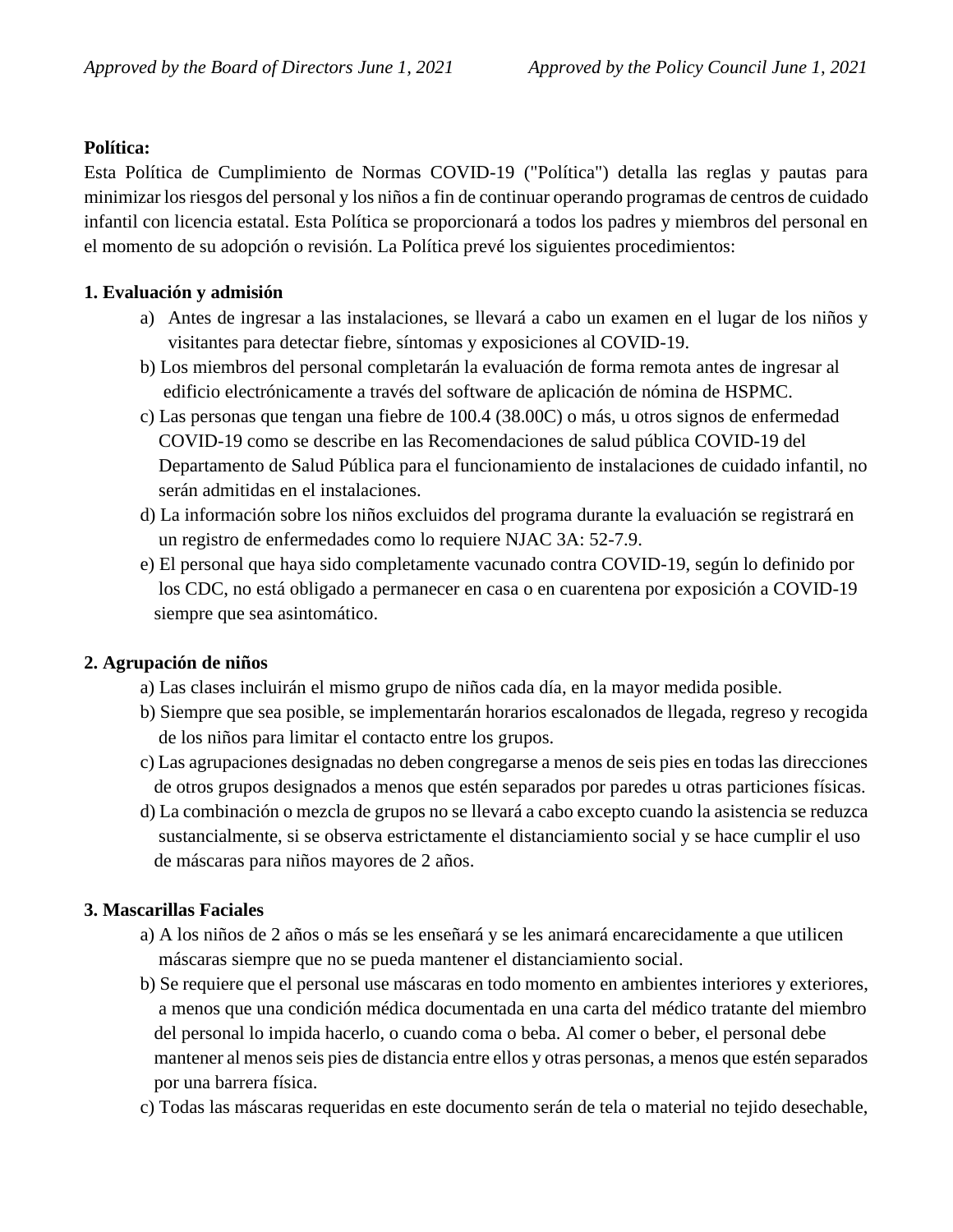*Approved by the Board of Directors June 1, 2021* *Approved by the Policy Council June 1, 2021*

**Política:**

Esta Política de Cumplimiento de Normas COVID-19 ("Política") detalla las reglas y pautas para minimizar los riesgos del personal y los niños a fin de continuar operando programas de centros de cuidado infantil con licencia estatal. Esta Política se proporcionará a todos los padres y miembros del personal en el momento de su adopción o revisión. La Política prevé los siguientes procedimientos:

**1. Evaluación y admisión**

a) Antes de ingresar a las instalaciones, se llevará a cabo un examen en el lugar de los niños y visitantes para detectar fiebre, síntomas y exposiciones al COVID-19.

b) Los miembros del personal completarán la evaluación de forma remota antes de ingresar al edificio electrónicamente a través del software de aplicación de nómina de HSPMC.

c) Las personas que tengan una fiebre de 100.4 (38.00C) o más, u otros signos de enfermedad COVID-19 como se describe en las Recomendaciones de salud pública COVID-19 del Departamento de Salud Pública para el funcionamiento de instalaciones de cuidado infantil, no serán admitidas en el instalaciones.

d) La información sobre los niños excluidos del programa durante la evaluación se registrará en un registro de enfermedades como lo requiere NJAC 3A: 52-7.9.

e) El personal que haya sido completamente vacunado contra COVID-19, según lo definido por los CDC, no está obligado a permanecer en casa o en cuarentena por exposición a COVID-19 siempre que sea asintomático.

**2. Agrupación de niños**

a) Las clases incluirán el mismo grupo de niños cada día, en la mayor medida posible.

b) Siempre que sea posible, se implementarán horarios escalonados de llegada, regreso y recogida de los niños para limitar el contacto entre los grupos.

c) Las agrupaciones designadas no deben congregarse a menos de seis pies en todas las direcciones de otros grupos designados a menos que estén separados por paredes u otras particiones físicas.

d) La combinación o mezcla de grupos no se llevará a cabo excepto cuando la asistencia se reduzca sustancialmente, si se observa estrictamente el distanciamiento social y se hace cumplir el uso de máscaras para niños mayores de 2 años.

**3. Mascarillas Faciales**

a) A los niños de 2 años o más se les enseñará y se les animará encarecidamente a que utilicen máscaras siempre que no se pueda mantener el distanciamiento social.

b) Se requiere que el personal use máscaras en todo momento en ambientes interiores y exteriores, a menos que una condición médica documentada en una carta del médico tratante del miembro del personal lo impida hacerlo, o cuando coma o beba. Al comer o beber, el personal debe mantener al menos seis pies de distancia entre ellos y otras personas, a menos que estén separados por una barrera física.

c) Todas las máscaras requeridas en este documento serán de tela o material no tejido desechable,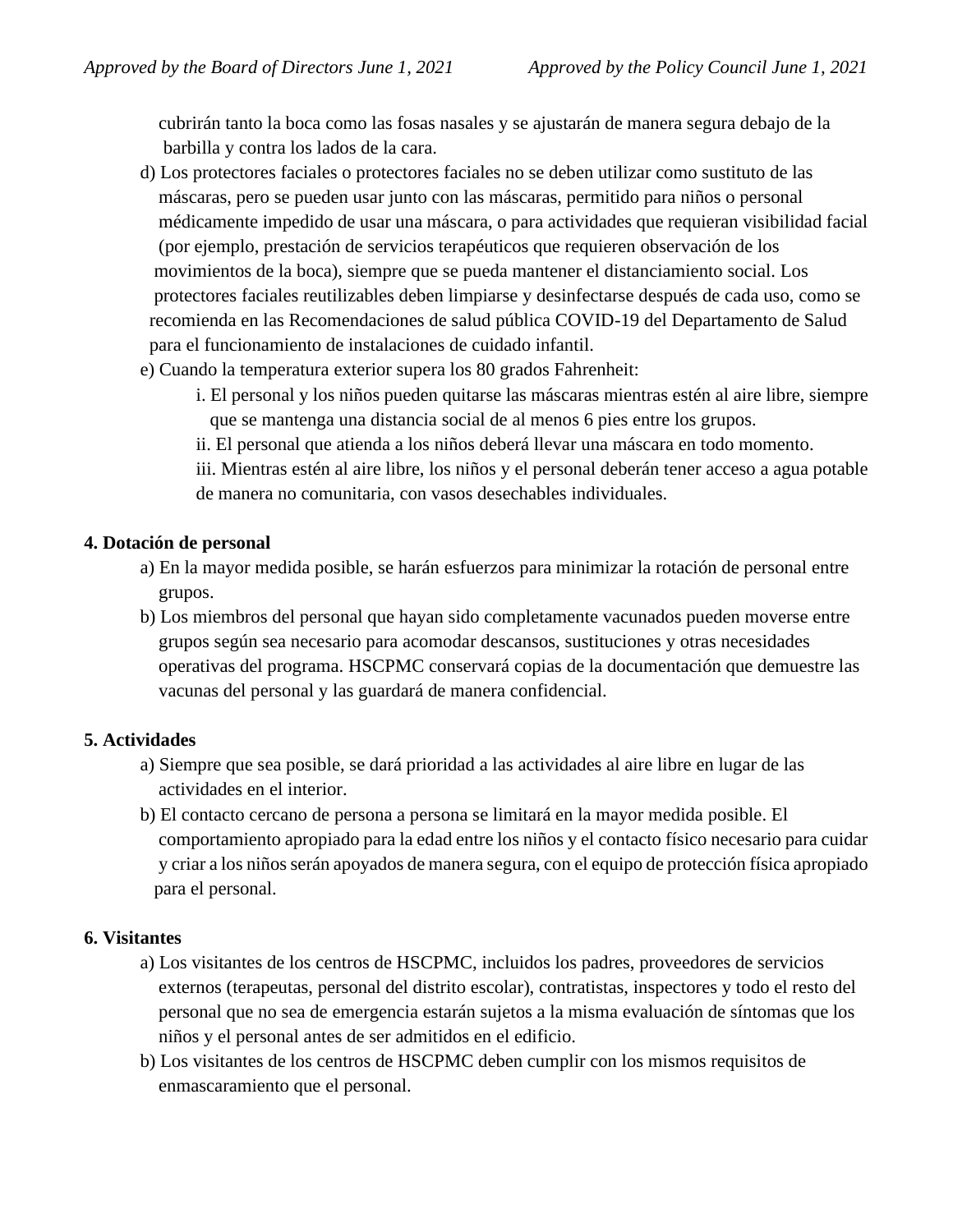cubrirán tanto la boca como las fosas nasales y se ajustarán de manera segura debajo de la barbilla y contra los lados de la cara.

d) Los protectores faciales o protectores faciales no se deben utilizar como sustituto de las máscaras, pero se pueden usar junto con las máscaras, permitido para niños o personal médicamente impedido de usar una máscara, o para actividades que requieran visibilidad facial (por ejemplo, prestación de servicios terapéuticos que requieren observación de los movimientos de la boca), siempre que se pueda mantener el distanciamiento social. Los protectores faciales reutilizables deben limpiarse y desinfectarse después de cada uso, como se recomienda en las Recomendaciones de salud pública COVID-19 del Departamento de Salud para el funcionamiento de instalaciones de cuidado infantil.

e) Cuando la temperatura exterior supera los 80 grados Fahrenheit:

  i. El personal y los niños pueden quitarse las máscaras mientras estén al aire libre, siempre que se mantenga una distancia social de al menos 6 pies entre los grupos.
  
  ii. El personal que atienda a los niños deberá llevar una máscara en todo momento.
  
  iii. Mientras estén al aire libre, los niños y el personal deberán tener acceso a agua potable de manera no comunitaria, con vasos desechables individuales.

**4. Dotación de personal**

a) En la mayor medida posible, se harán esfuerzos para minimizar la rotación de personal entre grupos.

b) Los miembros del personal que hayan sido completamente vacunados pueden moverse entre grupos según sea necesario para acomodar descansos, sustituciones y otras necesidades operativas del programa. HSCPMC conservará copias de la documentación que demuestre las vacunas del personal y las guardará de manera confidencial.

**5. Actividades**

a) Siempre que sea posible, se dará prioridad a las actividades al aire libre en lugar de las actividades en el interior.

b) El contacto cercano de persona a persona se limitará en la mayor medida posible. El comportamiento apropiado para la edad entre los niños y el contacto físico necesario para cuidar y criar a los niños serán apoyados de manera segura, con el equipo de protección física apropiado para el personal.

**6. Visitantes**

a) Los visitantes de los centros de HSCPMC, incluidos los padres, proveedores de servicios externos (terapeutas, personal del distrito escolar), contratistas, inspectores y todo el resto del personal que no sea de emergencia estarán sujetos a la misma evaluación de síntomas que los niños y el personal antes de ser admitidos en el edificio.

b) Los visitantes de los centros de HSCPMC deben cumplir con los mismos requisitos de enmascaramiento que el personal.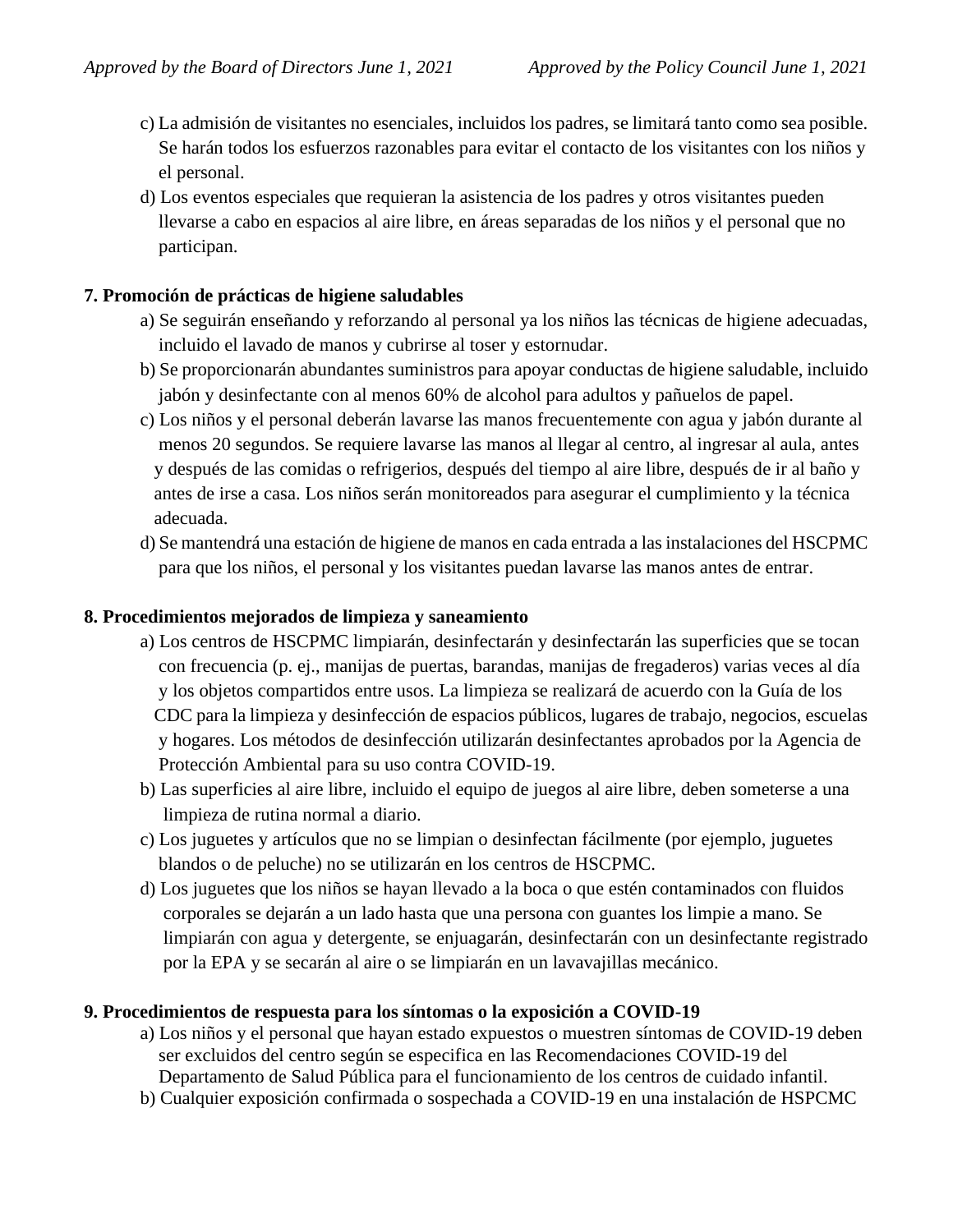c) La admisión de visitantes no esenciales, incluidos los padres, se limitará tanto como sea posible. Se harán todos los esfuerzos razonables para evitar el contacto de los visitantes con los niños y el personal.

d) Los eventos especiales que requieran la asistencia de los padres y otros visitantes pueden llevarse a cabo en espacios al aire libre, en áreas separadas de los niños y el personal que no participan.

**7. Promoción de prácticas de higiene saludables**

a) Se seguirán enseñando y reforzando al personal ya los niños las técnicas de higiene adecuadas, incluido el lavado de manos y cubrirse al toser y estornudar.

b) Se proporcionarán abundantes suministros para apoyar conductas de higiene saludable, incluido jabón y desinfectante con al menos 60% de alcohol para adultos y pañuelos de papel.

c) Los niños y el personal deberán lavarse las manos frecuentemente con agua y jabón durante al menos 20 segundos. Se requiere lavarse las manos al llegar al centro, al ingresar al aula, antes y después de las comidas o refrigerios, después del tiempo al aire libre, después de ir al baño y antes de irse a casa. Los niños serán monitoreados para asegurar el cumplimiento y la técnica adecuada.

d) Se mantendrá una estación de higiene de manos en cada entrada a las instalaciones del HSCPMC para que los niños, el personal y los visitantes puedan lavarse las manos antes de entrar.

**8. Procedimientos mejorados de limpieza y saneamiento**

a) Los centros de HSCPMC limpiarán, desinfectarán y desinfectarán las superficies que se tocan con frecuencia (p. ej., manijas de puertas, barandas, manijas de fregaderos) varias veces al día y los objetos compartidos entre usos. La limpieza se realizará de acuerdo con la Guía de los CDC para la limpieza y desinfección de espacios públicos, lugares de trabajo, negocios, escuelas y hogares. Los métodos de desinfección utilizarán desinfectantes aprobados por la Agencia de Protección Ambiental para su uso contra COVID-19.

b) Las superficies al aire libre, incluido el equipo de juegos al aire libre, deben someterse a una limpieza de rutina normal a diario.

c) Los juguetes y artículos que no se limpian o desinfectan fácilmente (por ejemplo, juguetes blandos o de peluche) no se utilizarán en los centros de HSCPMC.

d) Los juguetes que los niños se hayan llevado a la boca o que estén contaminados con fluidos corporales se dejarán a un lado hasta que una persona con guantes los limpie a mano. Se limpiarán con agua y detergente, se enjuagarán, desinfectarán con un desinfectante registrado por la EPA y se secarán al aire o se limpiarán en un lavavajillas mecánico.

**9. Procedimientos de respuesta para los síntomas o la exposición a COVID-19**

a) Los niños y el personal que hayan estado expuestos o muestren síntomas de COVID-19 deben ser excluidos del centro según se especifica en las Recomendaciones COVID-19 del Departamento de Salud Pública para el funcionamiento de los centros de cuidado infantil.

b) Cualquier exposición confirmada o sospechada a COVID-19 en una instalación de HSPCMC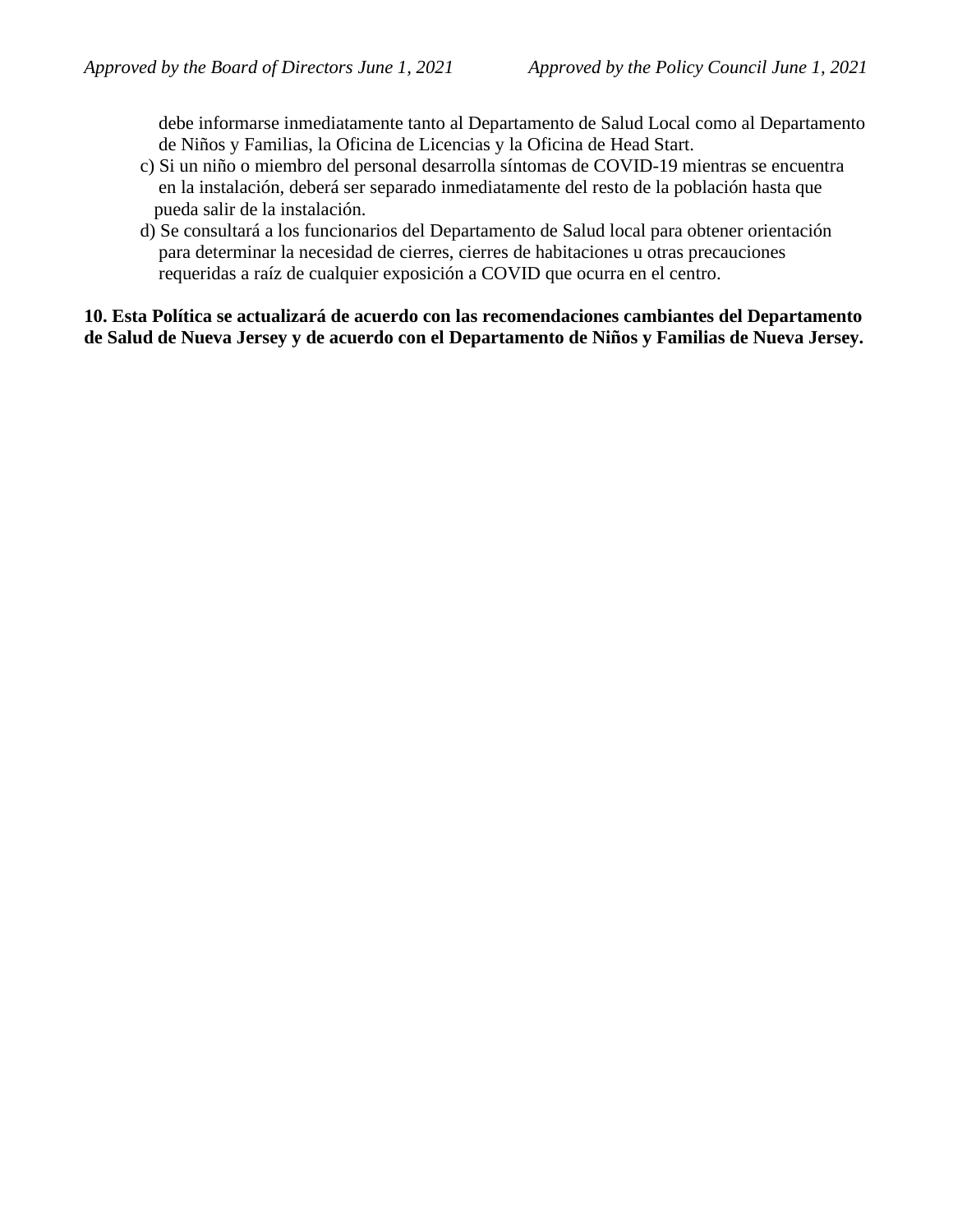debe informarse inmediatamente tanto al Departamento de Salud Local como al Departamento de Niños y Familias, la Oficina de Licencias y la Oficina de Head Start.

c) Si un niño o miembro del personal desarrolla síntomas de COVID-19 mientras se encuentra en la instalación, deberá ser separado inmediatamente del resto de la población hasta que pueda salir de la instalación.

d) Se consultará a los funcionarios del Departamento de Salud local para obtener orientación para determinar la necesidad de cierres, cierres de habitaciones u otras precauciones requeridas a raíz de cualquier exposición a COVID que ocurra en el centro.

**10. Esta Política se actualizará de acuerdo con las recomendaciones cambiantes del Departamento de Salud de Nueva Jersey y de acuerdo con el Departamento de Niños y Familias de Nueva Jersey.**